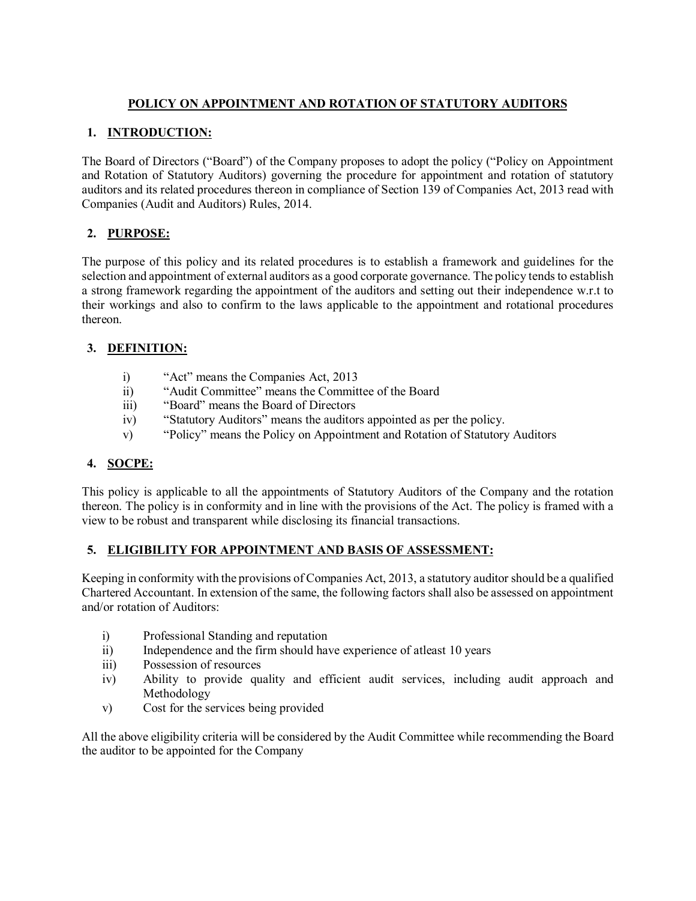# POLICY ON APPOINTMENT AND ROTATION OF STATUTORY AUDITORS

## 1. INTRODUCTION:

The Board of Directors ("Board") of the Company proposes to adopt the policy ("Policy on Appointment and Rotation of Statutory Auditors) governing the procedure for appointment and rotation of statutory auditors and its related procedures thereon in compliance of Section 139 of Companies Act, 2013 read with Companies (Audit and Auditors) Rules, 2014.

## 2. PURPOSE:

The purpose of this policy and its related procedures is to establish a framework and guidelines for the selection and appointment of external auditors as a good corporate governance. The policy tends to establish a strong framework regarding the appointment of the auditors and setting out their independence w.r.t to their workings and also to confirm to the laws applicable to the appointment and rotational procedures thereon.

## 3. DEFINITION:

i) "Act" means the Companies Act, 2013
ii) "Audit Committee" means the Committee of the Board
iii) "Board" means the Board of Directors
iv) "Statutory Auditors" means the auditors appointed as per the policy.
v) "Policy" means the Policy on Appointment and Rotation of Statutory Auditors

## 4. SOCPE:

This policy is applicable to all the appointments of Statutory Auditors of the Company and the rotation thereon. The policy is in conformity and in line with the provisions of the Act. The policy is framed with a view to be robust and transparent while disclosing its financial transactions.

## 5. ELIGIBILITY FOR APPOINTMENT AND BASIS OF ASSESSMENT:

Keeping in conformity with the provisions of Companies Act, 2013, a statutory auditor should be a qualified Chartered Accountant. In extension of the same, the following factors shall also be assessed on appointment and/or rotation of Auditors:

i) Professional Standing and reputation
ii) Independence and the firm should have experience of atleast 10 years
iii) Possession of resources
iv) Ability to provide quality and efficient audit services, including audit approach and Methodology
v) Cost for the services being provided

All the above eligibility criteria will be considered by the Audit Committee while recommending the Board the auditor to be appointed for the Company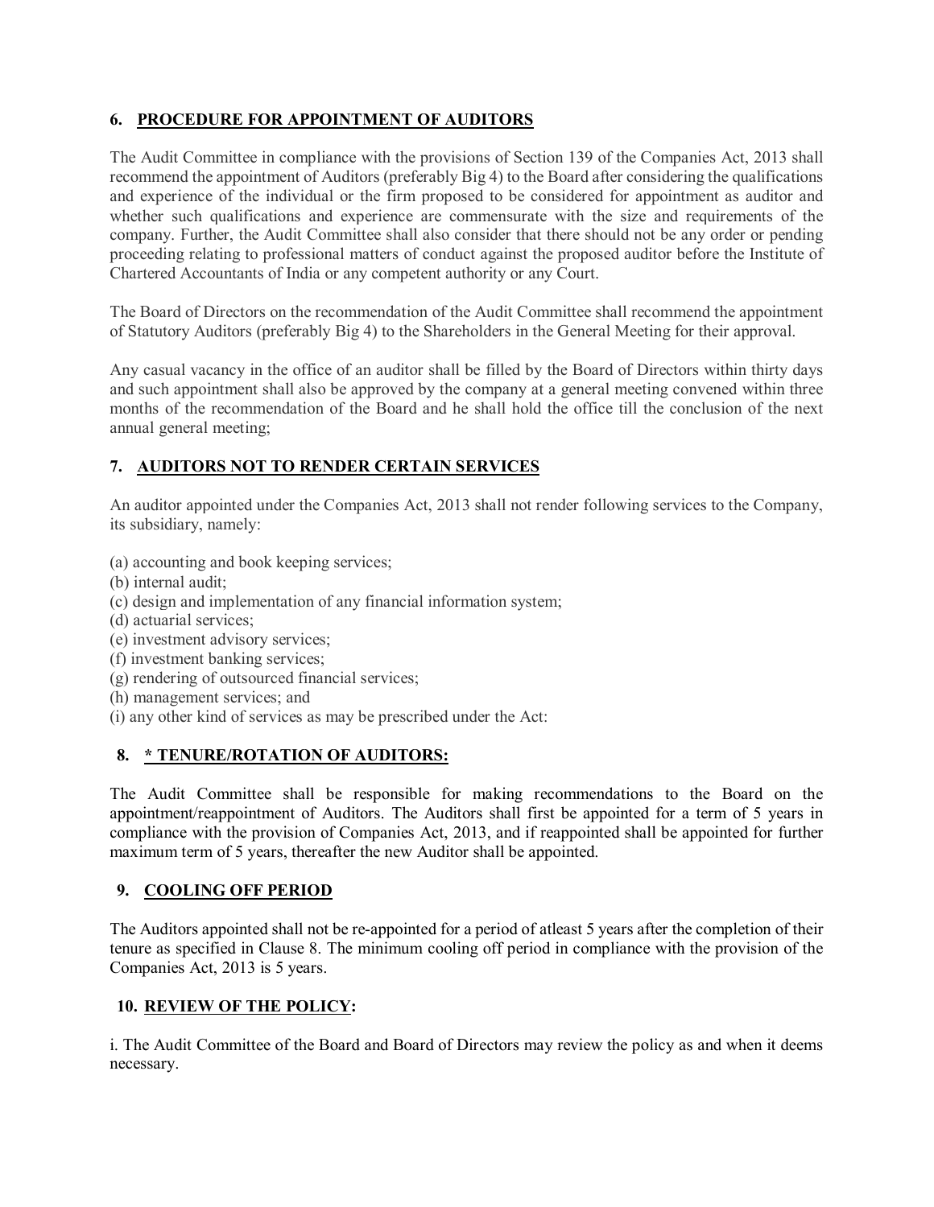## 6. PROCEDURE FOR APPOINTMENT OF AUDITORS

The Audit Committee in compliance with the provisions of Section 139 of the Companies Act, 2013 shall recommend the appointment of Auditors (preferably Big 4) to the Board after considering the qualifications and experience of the individual or the firm proposed to be considered for appointment as auditor and whether such qualifications and experience are commensurate with the size and requirements of the company. Further, the Audit Committee shall also consider that there should not be any order or pending proceeding relating to professional matters of conduct against the proposed auditor before the Institute of Chartered Accountants of India or any competent authority or any Court.

The Board of Directors on the recommendation of the Audit Committee shall recommend the appointment of Statutory Auditors (preferably Big 4) to the Shareholders in the General Meeting for their approval.

Any casual vacancy in the office of an auditor shall be filled by the Board of Directors within thirty days and such appointment shall also be approved by the company at a general meeting convened within three months of the recommendation of the Board and he shall hold the office till the conclusion of the next annual general meeting;

## 7. AUDITORS NOT TO RENDER CERTAIN SERVICES

An auditor appointed under the Companies Act, 2013 shall not render following services to the Company, its subsidiary, namely:

(a) accounting and book keeping services;
(b) internal audit;
(c) design and implementation of any financial information system;
(d) actuarial services;
(e) investment advisory services;
(f) investment banking services;
(g) rendering of outsourced financial services;
(h) management services; and
(i) any other kind of services as may be prescribed under the Act:

## 8. * TENURE/ROTATION OF AUDITORS:

The Audit Committee shall be responsible for making recommendations to the Board on the appointment/reappointment of Auditors. The Auditors shall first be appointed for a term of 5 years in compliance with the provision of Companies Act, 2013, and if reappointed shall be appointed for further maximum term of 5 years, thereafter the new Auditor shall be appointed.

## 9. COOLING OFF PERIOD

The Auditors appointed shall not be re-appointed for a period of atleast 5 years after the completion of their tenure as specified in Clause 8. The minimum cooling off period in compliance with the provision of the Companies Act, 2013 is 5 years.

## 10. REVIEW OF THE POLICY:

i. The Audit Committee of the Board and Board of Directors may review the policy as and when it deems necessary.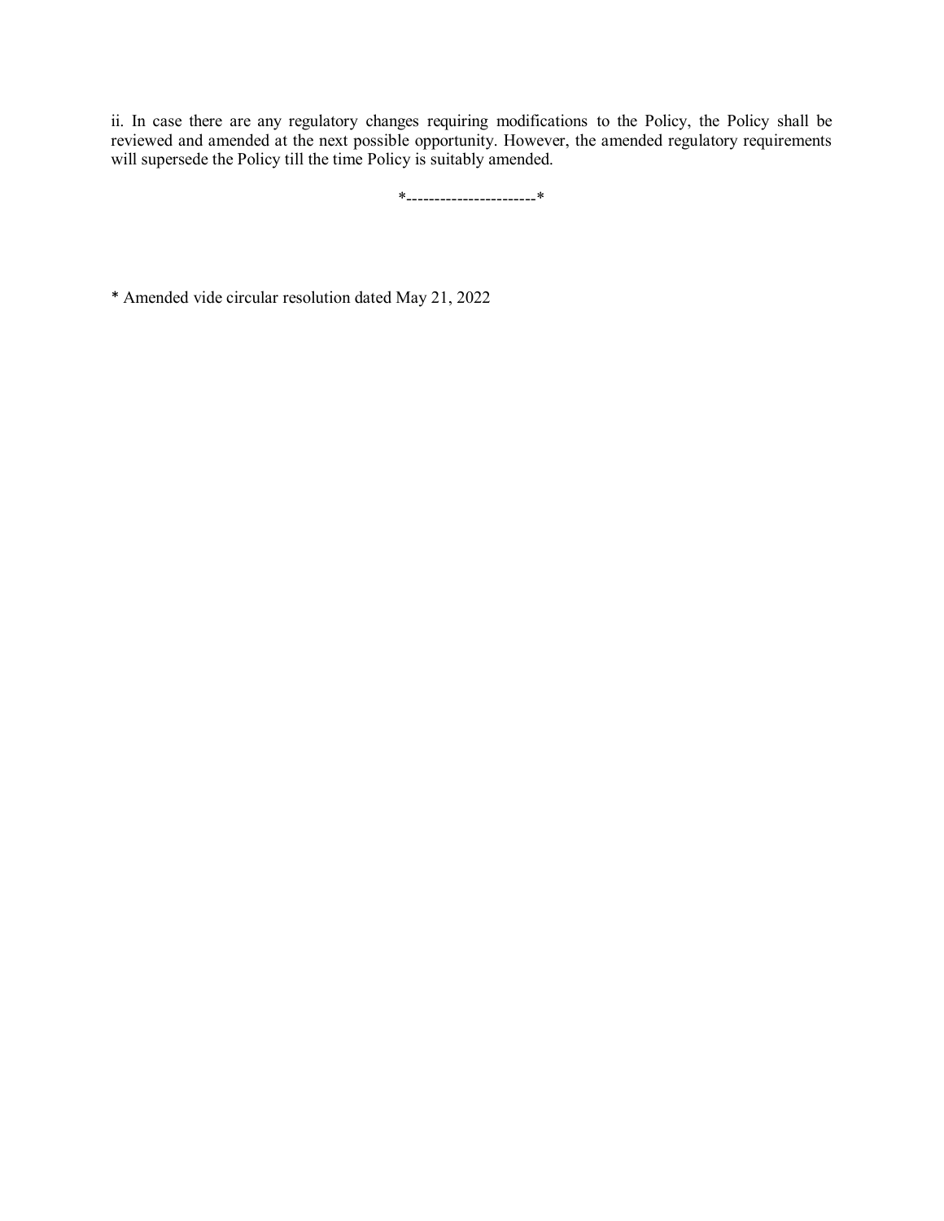ii. In case there are any regulatory changes requiring modifications to the Policy, the Policy shall be reviewed and amended at the next possible opportunity. However, the amended regulatory requirements will supersede the Policy till the time Policy is suitably amended.

*-----------------------*

* Amended vide circular resolution dated May 21, 2022